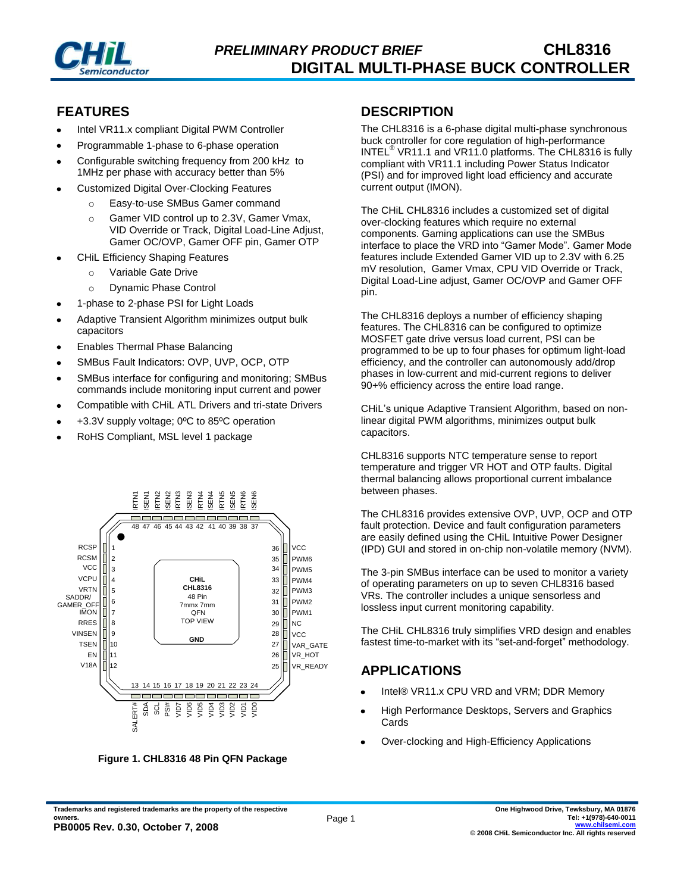# CHL8316 DIGITAL MULTI-PHASE BUCK CONTROLLER

*PRELIMINARY PRODUCT BRIEF*

## FEATURES

- Intel VR11.x compliant Digital PWM Controller
- Programmable 1-phase to 6-phase operation
- Configurable switching frequency from 200 kHz to 1MHz per phase with accuracy better than 5%
- Customized Digital Over-Clocking Features
  - Easy-to-use SMBus Gamer command
  - Gamer VID control up to 2.3V, Gamer Vmax, VID Override or Track, Digital Load-Line Adjust, Gamer OC/OVP, Gamer OFF pin, Gamer OTP
- CHiL Efficiency Shaping Features
  - Variable Gate Drive
  - Dynamic Phase Control
- 1-phase to 2-phase PSI for Light Loads
- Adaptive Transient Algorithm minimizes output bulk capacitors
- Enables Thermal Phase Balancing
- SMBus Fault Indicators: OVP, UVP, OCP, OTP
- SMBus interface for configuring and monitoring; SMBus commands include monitoring input current and power
- Compatible with CHiL ATL Drivers and tri-state Drivers
- +3.3V supply voltage; 0ºC to 85ºC operation
- RoHS Compliant, MSL level 1 package

| Pin | Name | Pin | Name |
|---|---|---|---|
| 1 | RCSP | 36 | VCC |
| 2 | RCSM | 35 | PWM6 |
| 3 | VCC | 34 | PWM5 |
| 4 | VCPU | 33 | PWM4 |
| 5 | VRTN | 32 | PWM3 |
| 6 | SADDR/ GAMER_OFF | 31 | PWM2 |
| 7 | IMON | 30 | PWM1 |
| 8 | RRES | 29 | NC |
| 9 | VINSEN | 28 | VCC |
| 10 | TSEN | 27 | VAR_GATE |
| 11 | EN | 26 | VR_HOT |
| 12 | V18A | 25 | VR_READY |
| 13 | SALERT# | 48 | IRTN1 |
| 14 | SDA | 47 | ISEN1 |
| 15 | SCL | 46 | IRTN2 |
| 16 | PSI# | 45 | ISEN2 |
| 17 | VID7 | 44 | IRTN3 |
| 18 | VID6 | 43 | ISEN3 |
| 19 | VID5 | 42 | IRTN4 |
| 20 | VID4 | 41 | ISEN4 |
| 21 | VID3 | 40 | IRTN5 |
| 22 | VID2 | 39 | ISEN5 |
| 23 | VID1 | 38 | IRTN6 |
| 24 | VID0 | 37 | ISEN6 |

CHiL CHL8316 48 Pin 7mmx 7mm QFN TOP VIEW, GND (exposed pad)

**Figure 1. CHL8316 48 Pin QFN Package**

## DESCRIPTION

The CHL8316 is a 6-phase digital multi-phase synchronous buck controller for core regulation of high-performance INTEL® VR11.1 and VR11.0 platforms. The CHL8316 is fully compliant with VR11.1 including Power Status Indicator (PSI) and for improved light load efficiency and accurate current output (IMON).

The CHiL CHL8316 includes a customized set of digital over-clocking features which require no external components. Gaming applications can use the SMBus interface to place the VRD into "Gamer Mode". Gamer Mode features include Extended Gamer VID up to 2.3V with 6.25 mV resolution, Gamer Vmax, CPU VID Override or Track, Digital Load-Line adjust, Gamer OC/OVP and Gamer OFF pin.

The CHL8316 deploys a number of efficiency shaping features. The CHL8316 can be configured to optimize MOSFET gate drive versus load current, PSI can be programmed to be up to four phases for optimum light-load efficiency, and the controller can autonomously add/drop phases in low-current and mid-current regions to deliver 90+% efficiency across the entire load range.

CHiL's unique Adaptive Transient Algorithm, based on non-linear digital PWM algorithms, minimizes output bulk capacitors.

CHL8316 supports NTC temperature sense to report temperature and trigger VR HOT and OTP faults. Digital thermal balancing allows proportional current imbalance between phases.

The CHL8316 provides extensive OVP, UVP, OCP and OTP fault protection. Device and fault configuration parameters are easily defined using the CHiL Intuitive Power Designer (IPD) GUI and stored in on-chip non-volatile memory (NVM).

The 3-pin SMBus interface can be used to monitor a variety of operating parameters on up to seven CHL8316 based VRs. The controller includes a unique sensorless and lossless input current monitoring capability.

The CHiL CHL8316 truly simplifies VRD design and enables fastest time-to-market with its "set-and-forget" methodology.

## APPLICATIONS

- Intel® VR11.x CPU VRD and VRM; DDR Memory
- High Performance Desktops, Servers and Graphics Cards
- Over-clocking and High-Efficiency Applications

Trademarks and registered trademarks are the property of the respective owners.

**PB0005 Rev. 0.30, October 7, 2008**

One Highwood Drive, Tewksbury, MA 01876
Tel: +1(978)-640-0011
www.chilsemi.com
© 2008 CHiL Semiconductor Inc. All rights reserved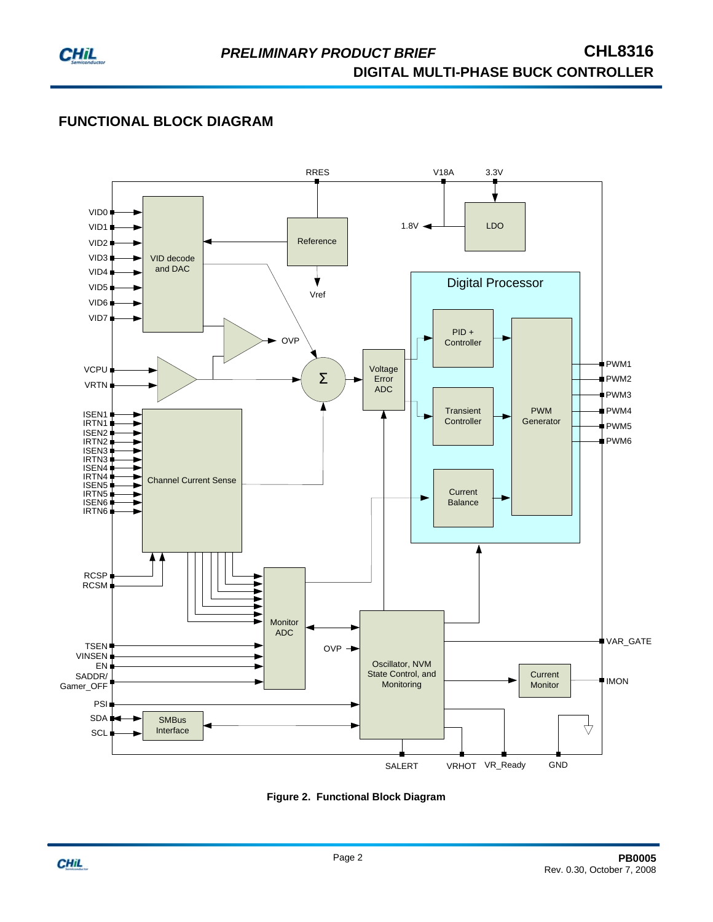## FUNCTIONAL BLOCK DIAGRAM

**Figure 2. Functional Block Diagram**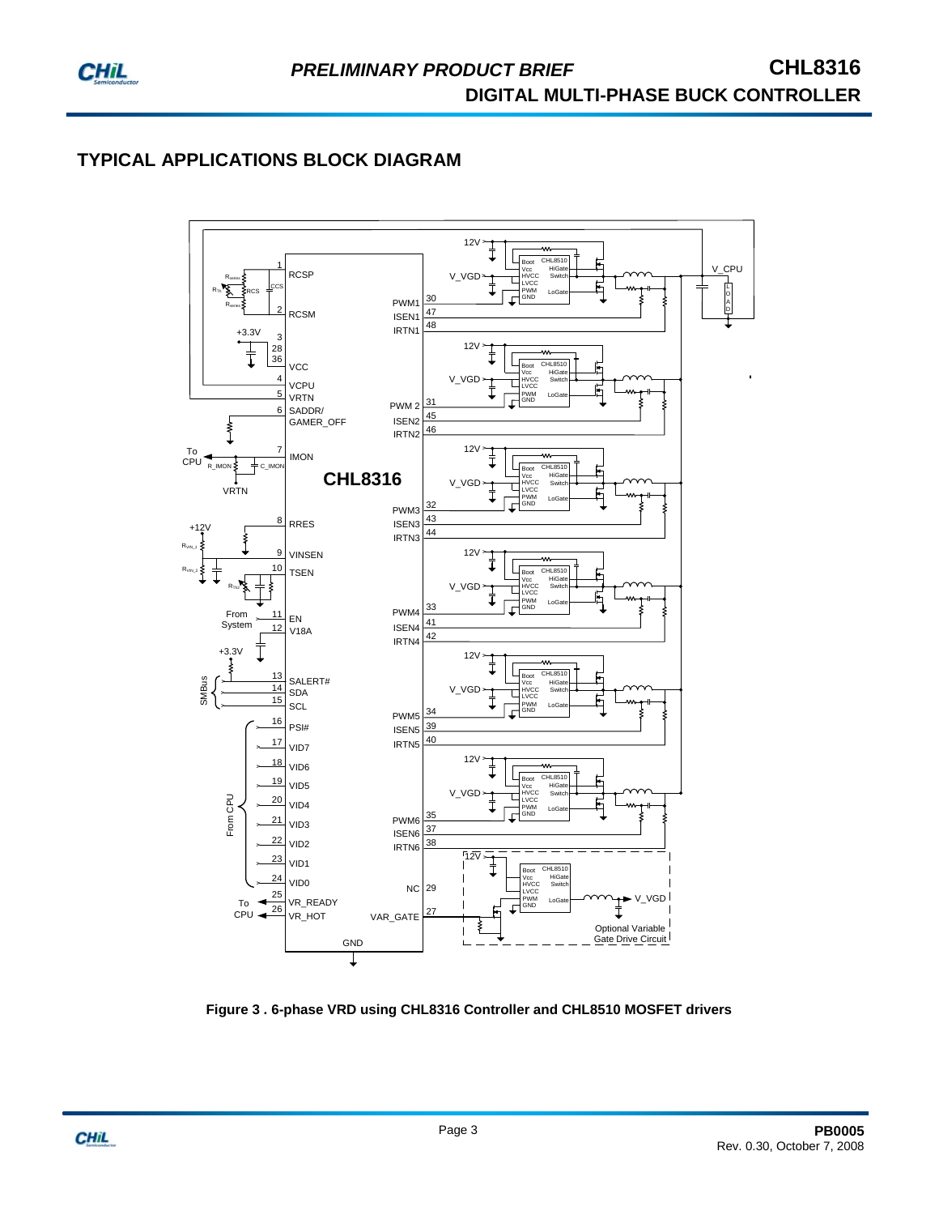## TYPICAL APPLICATIONS BLOCK DIAGRAM

**Figure 3 . 6-phase VRD using CHL8316 Controller and CHL8510 MOSFET drivers**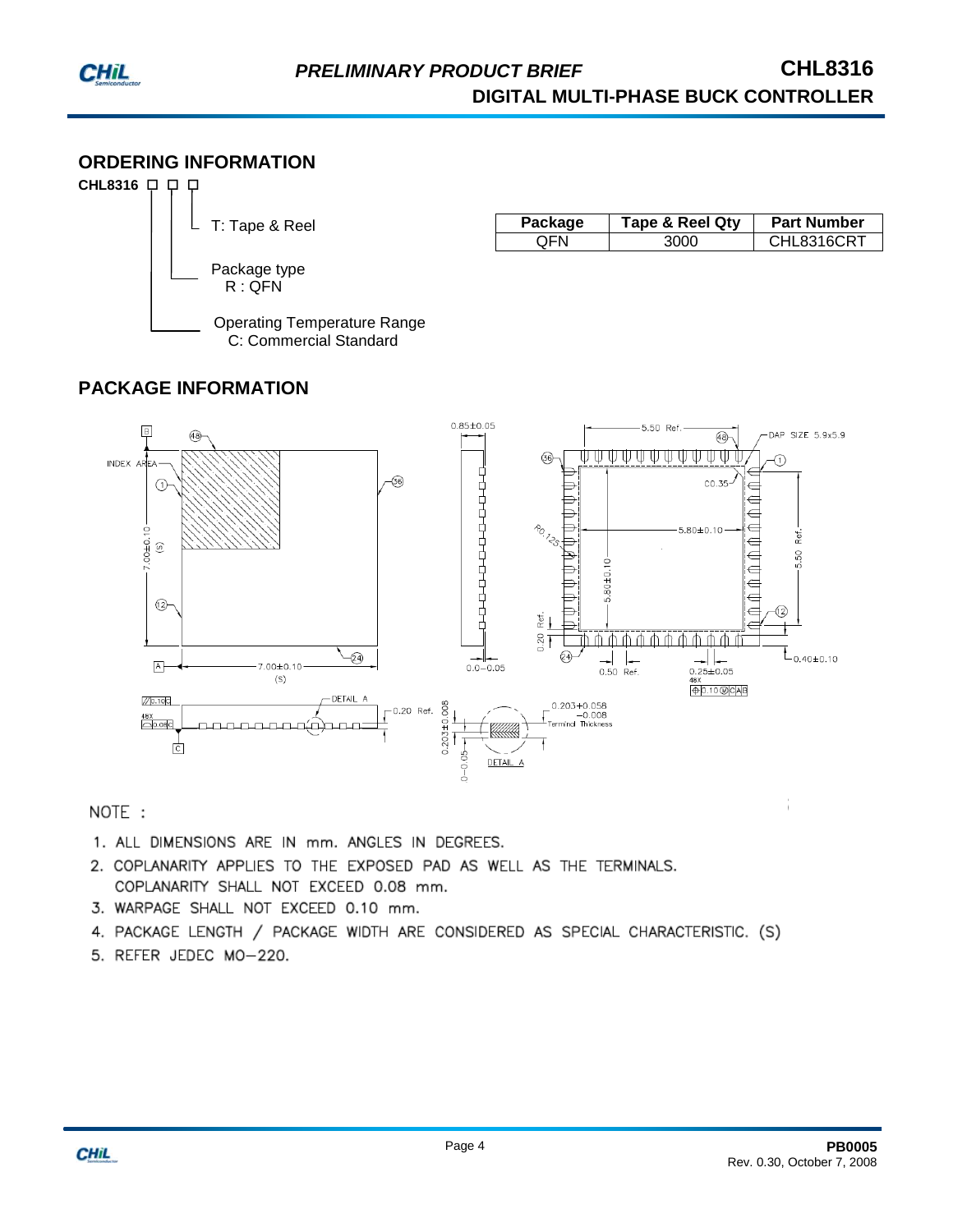## ORDERING INFORMATION

CHL8316 □ □ □

- T: Tape & Reel
- Package type
  R : QFN
- Operating Temperature Range
  C: Commercial Standard

| Package | Tape & Reel Qty | Part Number |
|---|---|---|
| QFN | 3000 | CHL8316CRT |

## PACKAGE INFORMATION

B
48
INDEX AREA
1
36
7.00±0.10
(S)
12
24
A
7.00±0.10
(S)
0.85±0.05
0.0−0.05
5.50 Ref.
DAP SIZE 5.9x5.9
48
56
1
C0.35
5.80±0.10
R0.125
5.80±0.10
5.50 Ref.
12
0.20 Ref.
24
0.50 Ref.
0.25±0.05
48X
⊕ 0.10 Ⓜ C A B
0.40±0.10
// 0.10 C
48X
⏥ 0.08 C
C
DETAIL A
0.20 Ref.
0.203±0.008
0−0.05
0.203+0.058 −0.008
Terminal Thickness
DETAIL A

NOTE :

1. ALL DIMENSIONS ARE IN mm. ANGLES IN DEGREES.
2. COPLANARITY APPLIES TO THE EXPOSED PAD AS WELL AS THE TERMINALS. COPLANARITY SHALL NOT EXCEED 0.08 mm.
3. WARPAGE SHALL NOT EXCEED 0.10 mm.
4. PACKAGE LENGTH / PACKAGE WIDTH ARE CONSIDERED AS SPECIAL CHARACTERISTIC. (S)
5. REFER JEDEC MO−220.